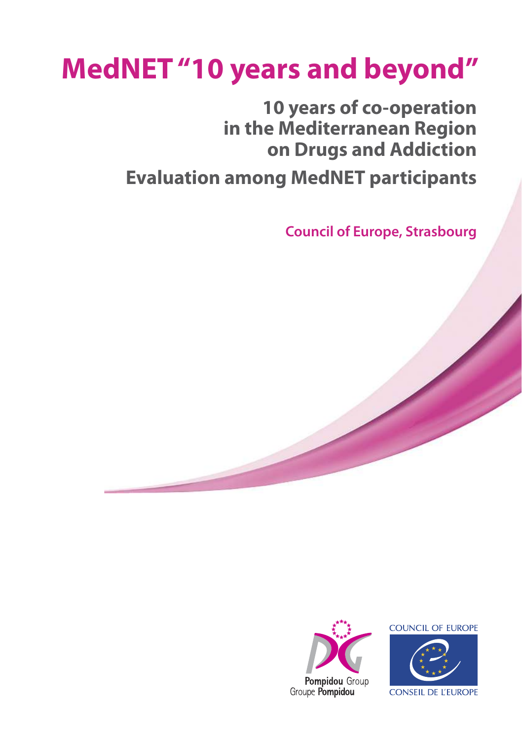# MedNET "10 years and beyond"

## 10 years of co-operation in the Mediterranean Region on Drugs and Addiction

## Evaluation among MedNET participants

Council of Europe, Strasbourg

Pompidou Group
Groupe Pompidou

COUNCIL OF EUROPE
CONSEIL DE L'EUROPE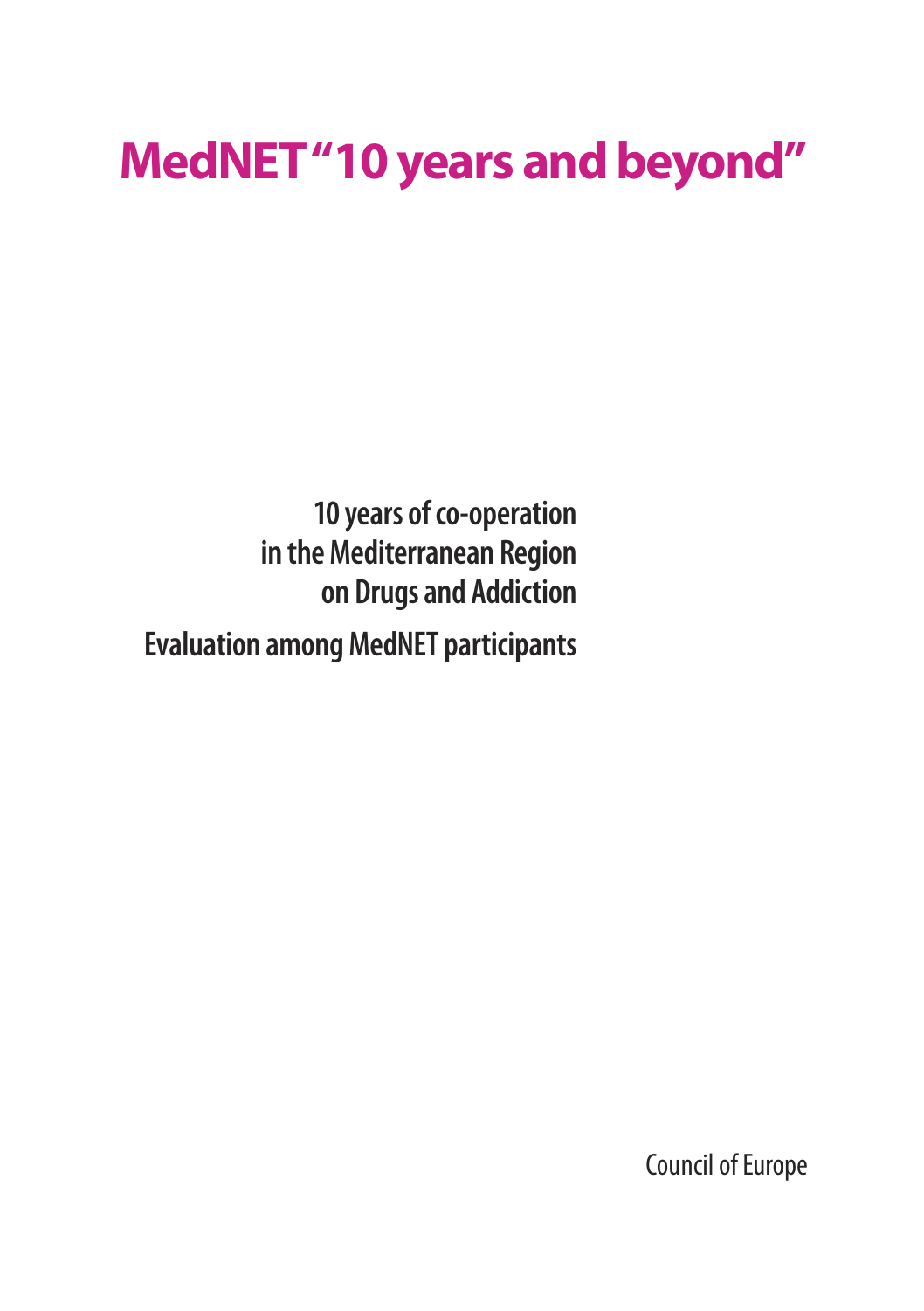# MedNET "10 years and beyond"

**10 years of co-operation in the Mediterranean Region on Drugs and Addiction**

**Evaluation among MedNET participants**

Council of Europe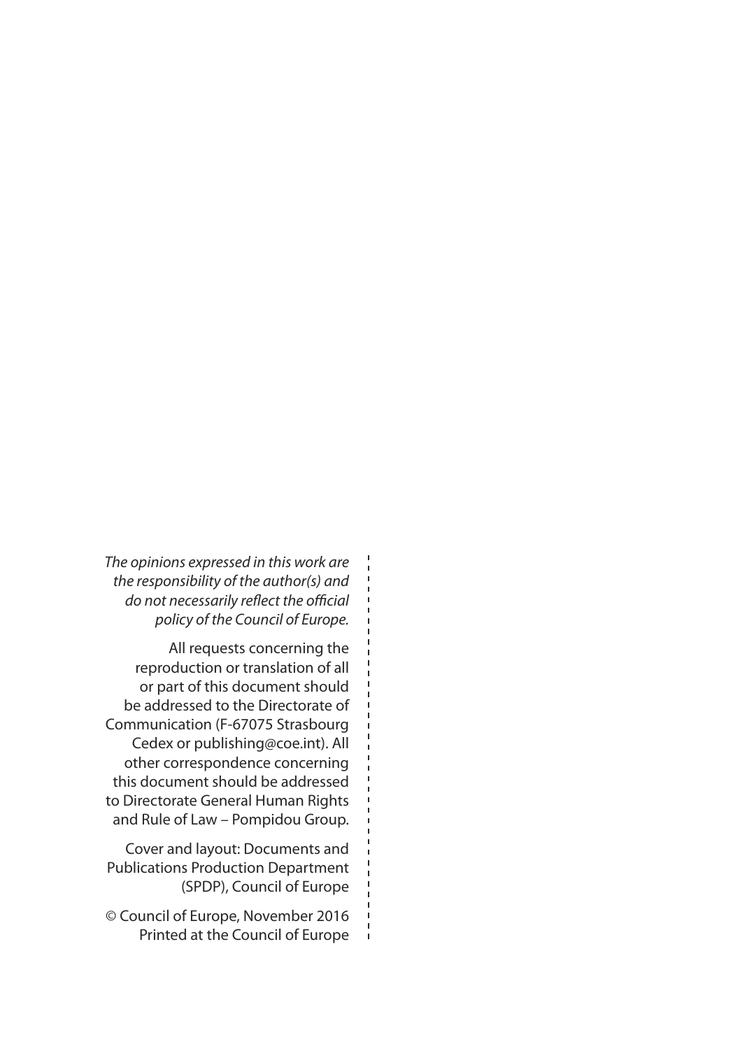*The opinions expressed in this work are the responsibility of the author(s) and do not necessarily reflect the official policy of the Council of Europe.*

All requests concerning the reproduction or translation of all or part of this document should be addressed to the Directorate of Communication (F-67075 Strasbourg Cedex or publishing@coe.int). All other correspondence concerning this document should be addressed to Directorate General Human Rights and Rule of Law – Pompidou Group.

Cover and layout: Documents and Publications Production Department (SPDP), Council of Europe

© Council of Europe, November 2016
Printed at the Council of Europe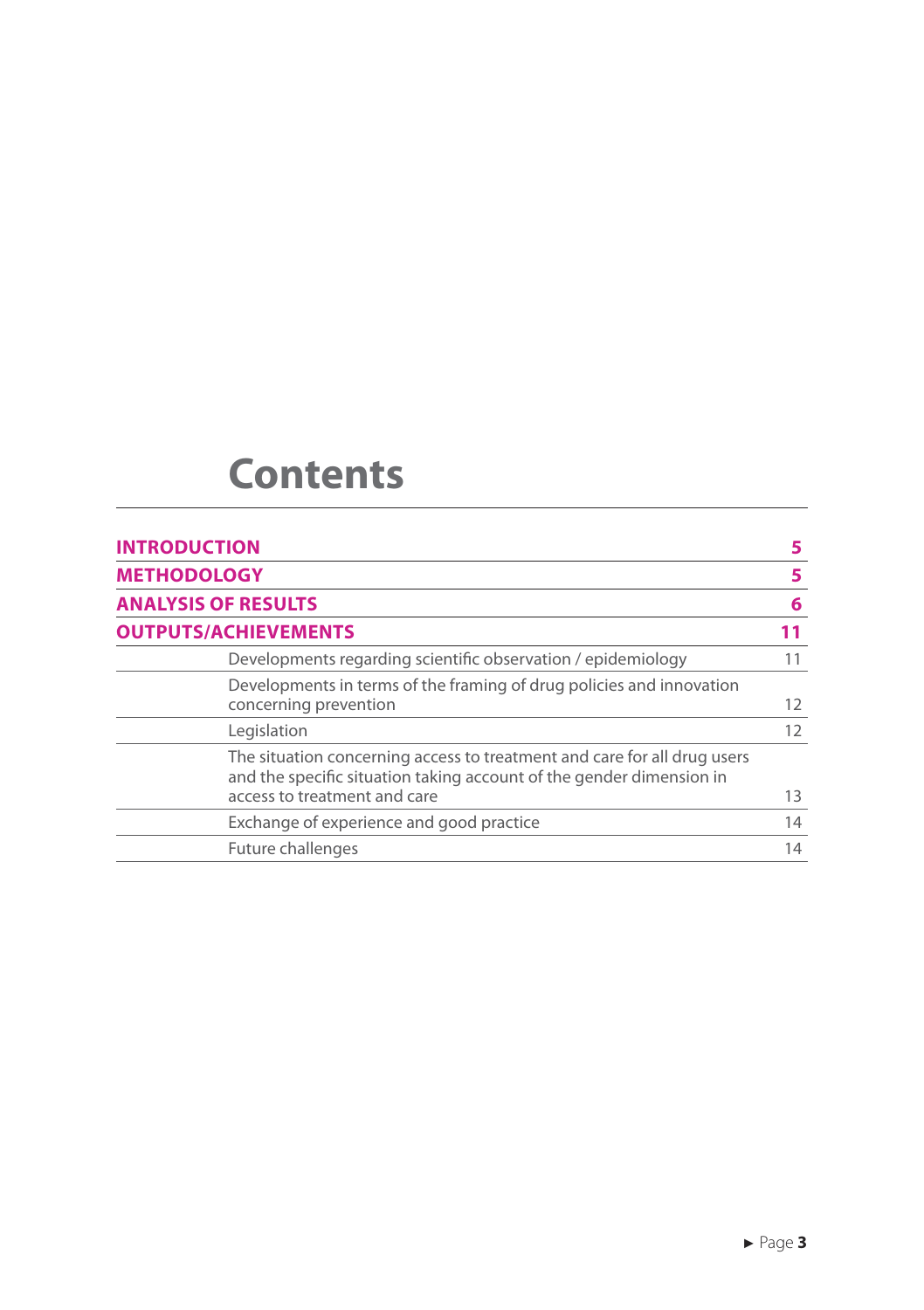# Contents

| | |
|---|---|
| **INTRODUCTION** | **5** |
| **METHODOLOGY** | **5** |
| **ANALYSIS OF RESULTS** | **6** |
| **OUTPUTS/ACHIEVEMENTS** | **11** |
| Developments regarding scientific observation / epidemiology | 11 |
| Developments in terms of the framing of drug policies and innovation concerning prevention | 12 |
| Legislation | 12 |
| The situation concerning access to treatment and care for all drug users and the specific situation taking account of the gender dimension in access to treatment and care | 13 |
| Exchange of experience and good practice | 14 |
| Future challenges | 14 |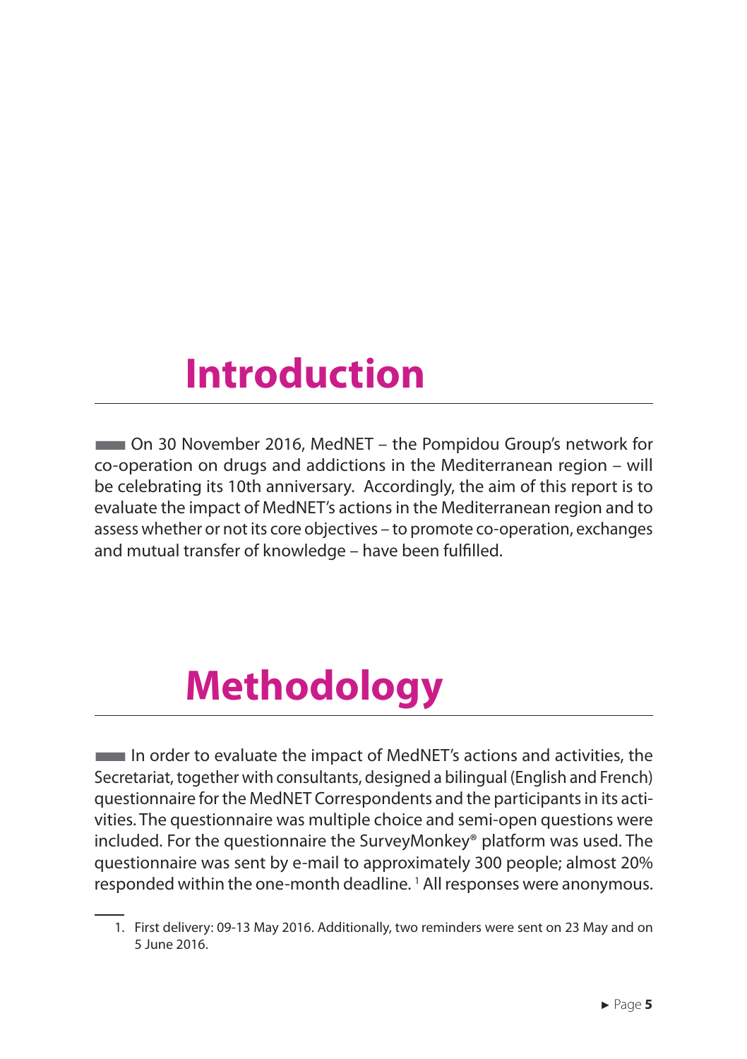# Introduction

On 30 November 2016, MedNET – the Pompidou Group's network for co-operation on drugs and addictions in the Mediterranean region – will be celebrating its 10th anniversary. Accordingly, the aim of this report is to evaluate the impact of MedNET's actions in the Mediterranean region and to assess whether or not its core objectives – to promote co-operation, exchanges and mutual transfer of knowledge – have been fulfilled.

# Methodology

In order to evaluate the impact of MedNET's actions and activities, the Secretariat, together with consultants, designed a bilingual (English and French) questionnaire for the MedNET Correspondents and the participants in its activities. The questionnaire was multiple choice and semi-open questions were included. For the questionnaire the SurveyMonkey® platform was used. The questionnaire was sent by e-mail to approximately 300 people; almost 20% responded within the one-month deadline. [1] All responses were anonymous.

1. First delivery: 09-13 May 2016. Additionally, two reminders were sent on 23 May and on 5 June 2016.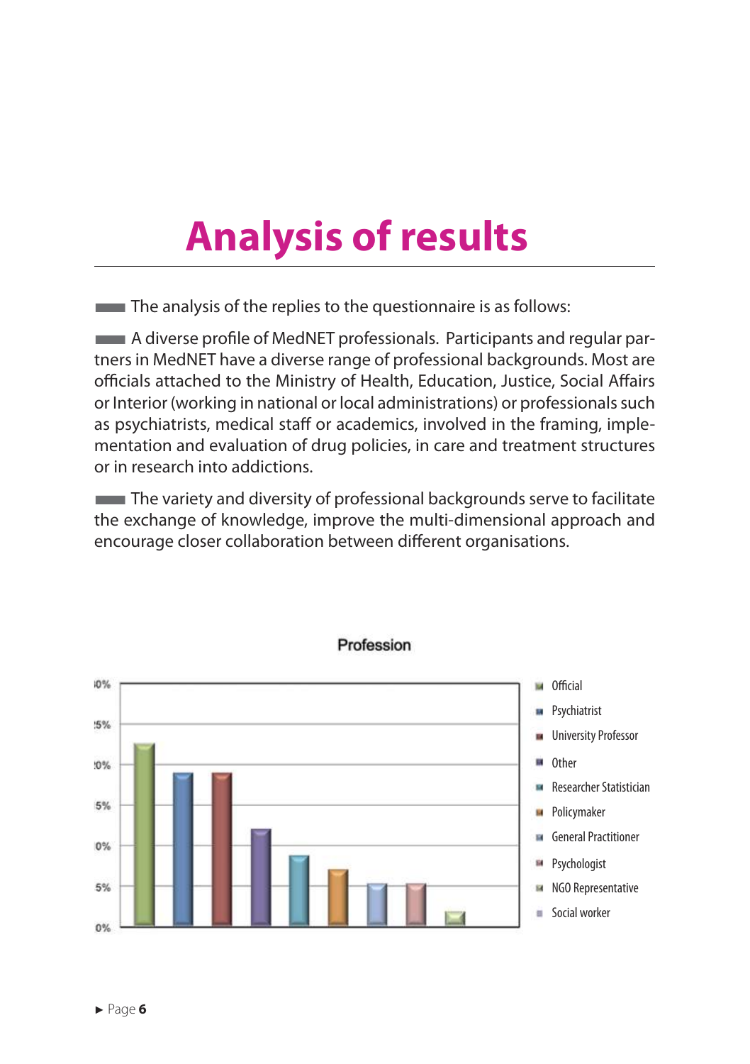# Analysis of results

The analysis of the replies to the questionnaire is as follows:

A diverse profile of MedNET professionals. Participants and regular partners in MedNET have a diverse range of professional backgrounds. Most are officials attached to the Ministry of Health, Education, Justice, Social Affairs or Interior (working in national or local administrations) or professionals such as psychiatrists, medical staff or academics, involved in the framing, implementation and evaluation of drug policies, in care and treatment structures or in research into addictions.

The variety and diversity of professional backgrounds serve to facilitate the exchange of knowledge, improve the multi-dimensional approach and encourage closer collaboration between different organisations.

Profession

0%
5%
0%
5%
0%
5%
0%

Official
Psychiatrist
University Professor
Other
Researcher Statistician
Policymaker
General Practitioner
Psychologist
NGO Representative
Social worker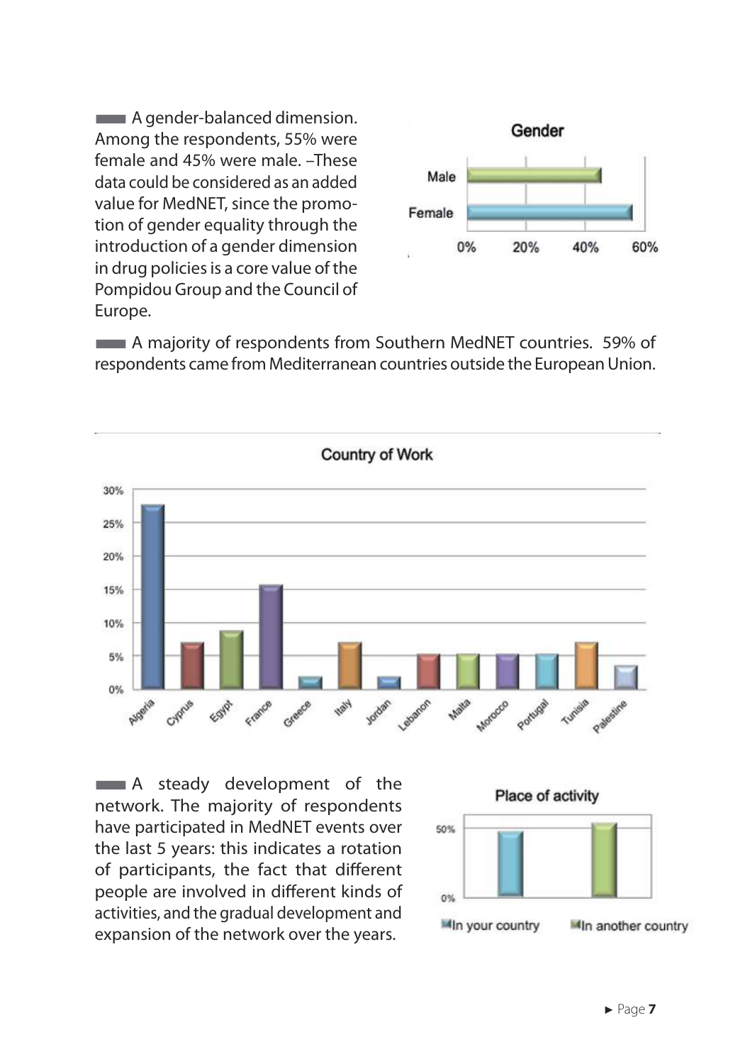A gender-balanced dimension. Among the respondents, 55% were female and 45% were male. –These data could be considered as an added value for MedNET, since the promotion of gender equality through the introduction of a gender dimension in drug policies is a core value of the Pompidou Group and the Council of Europe.

Gender

Male

Female

0% 20% 40% 60%

A majority of respondents from Southern MedNET countries. 59% of respondents came from Mediterranean countries outside the European Union.

Country of Work

30%
25%
20%
15%
10%
5%
0%

Algeria Cyprus Egypt France Greece Italy Jordan Lebanon Malta Morocco Portugal Tunisia Palestine

A steady development of the network. The majority of respondents have participated in MedNET events over the last 5 years: this indicates a rotation of participants, the fact that different people are involved in different kinds of activities, and the gradual development and expansion of the network over the years.

Place of activity

50%
0%

In your country In another country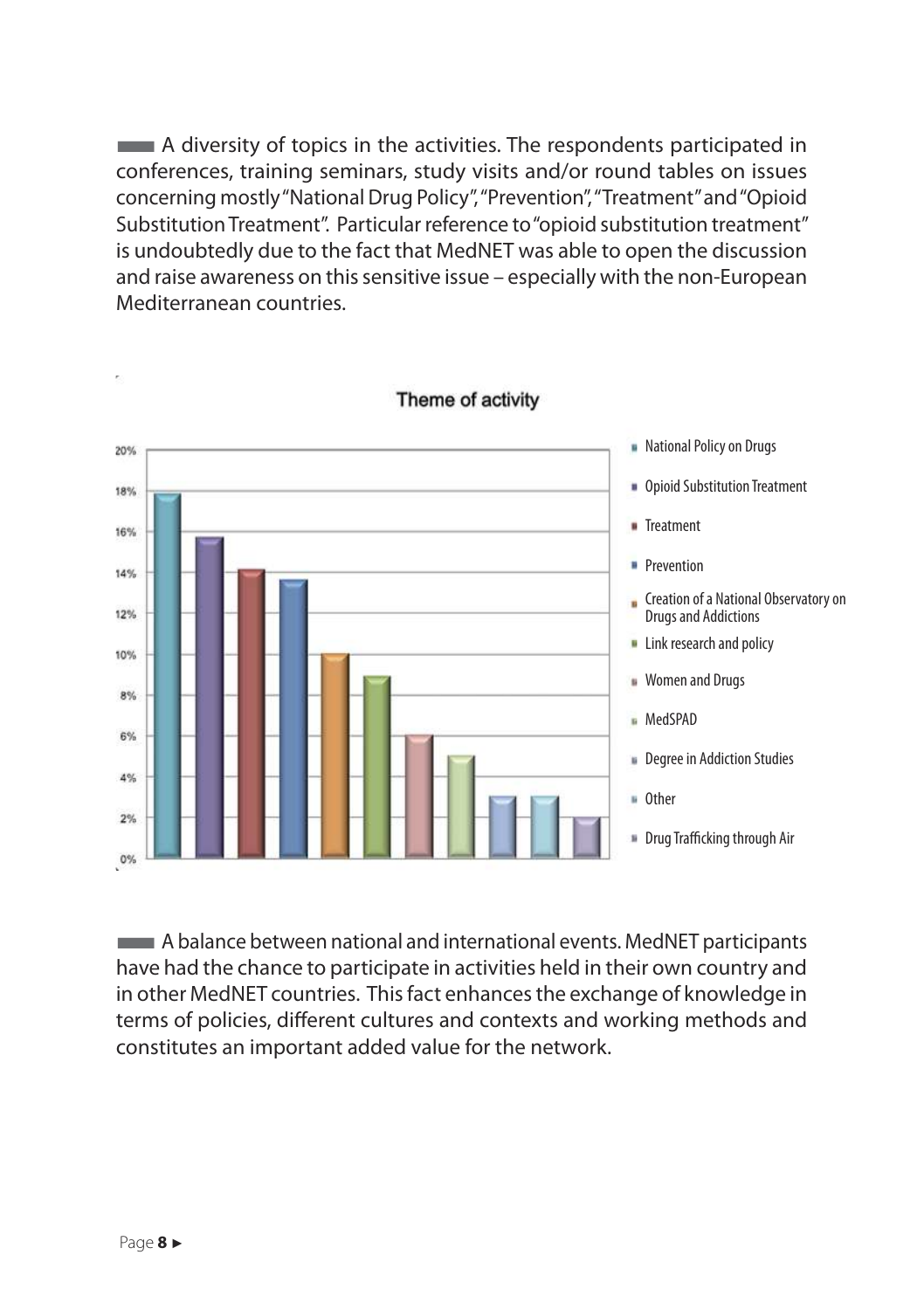A diversity of topics in the activities. The respondents participated in conferences, training seminars, study visits and/or round tables on issues concerning mostly "National Drug Policy", "Prevention", "Treatment" and "Opioid Substitution Treatment". Particular reference to "opioid substitution treatment" is undoubtedly due to the fact that MedNET was able to open the discussion and raise awareness on this sensitive issue – especially with the non-European Mediterranean countries.

Theme of activity

20%
18%
16%
14%
12%
10%
8%
6%
4%
2%
0%

National Policy on Drugs
Opioid Substitution Treatment
Treatment
Prevention
Creation of a National Observatory on Drugs and Addictions
Link research and policy
Women and Drugs
MedSPAD
Degree in Addiction Studies
Other
Drug Trafficking through Air

A balance between national and international events. MedNET participants have had the chance to participate in activities held in their own country and in other MedNET countries. This fact enhances the exchange of knowledge in terms of policies, different cultures and contexts and working methods and constitutes an important added value for the network.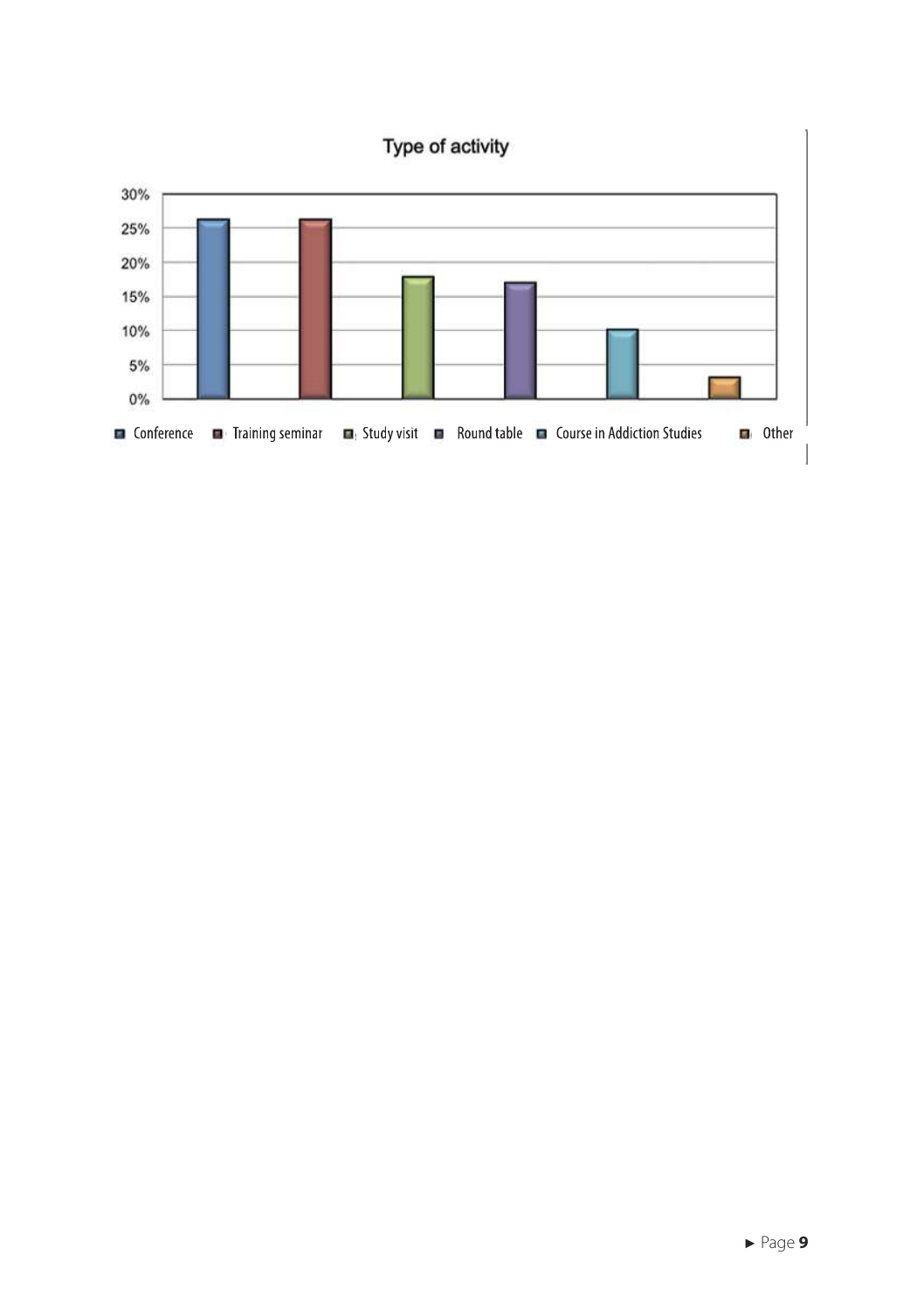Type of activity

30%
25%
20%
15%
10%
5%
0%

Conference
Training seminar
Study visit
Round table
Course in Addiction Studies
Other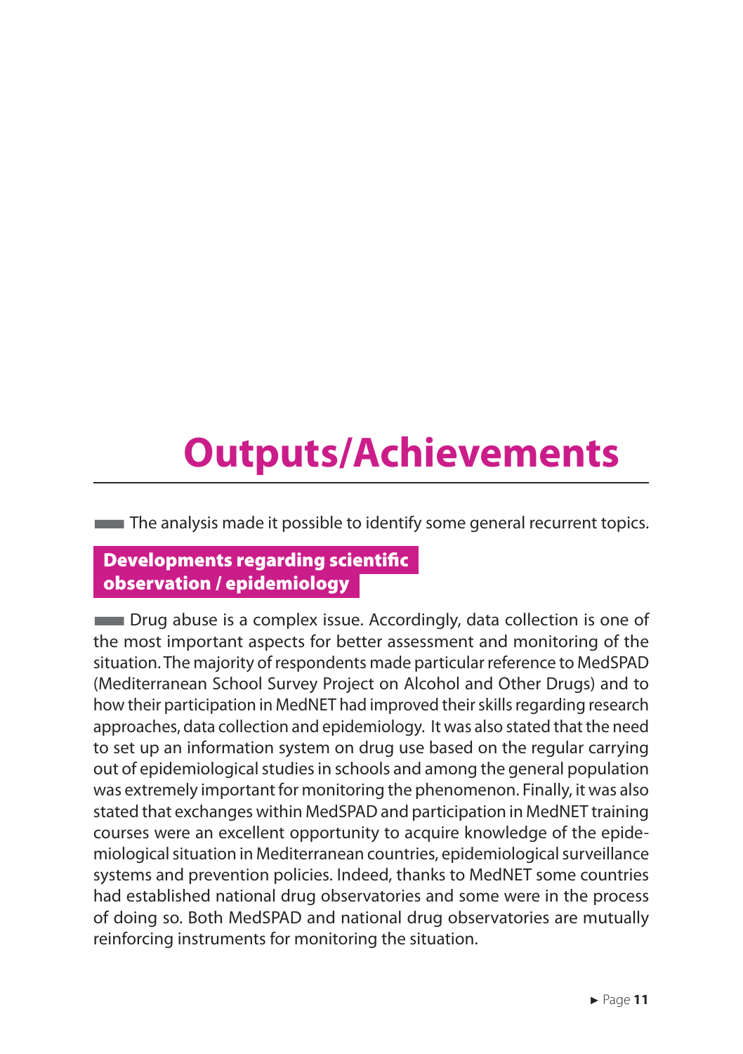# Outputs/Achievements

The analysis made it possible to identify some general recurrent topics.

## Developments regarding scientific observation / epidemiology

Drug abuse is a complex issue. Accordingly, data collection is one of the most important aspects for better assessment and monitoring of the situation. The majority of respondents made particular reference to MedSPAD (Mediterranean School Survey Project on Alcohol and Other Drugs) and to how their participation in MedNET had improved their skills regarding research approaches, data collection and epidemiology. It was also stated that the need to set up an information system on drug use based on the regular carrying out of epidemiological studies in schools and among the general population was extremely important for monitoring the phenomenon. Finally, it was also stated that exchanges within MedSPAD and participation in MedNET training courses were an excellent opportunity to acquire knowledge of the epidemiological situation in Mediterranean countries, epidemiological surveillance systems and prevention policies. Indeed, thanks to MedNET some countries had established national drug observatories and some were in the process of doing so. Both MedSPAD and national drug observatories are mutually reinforcing instruments for monitoring the situation.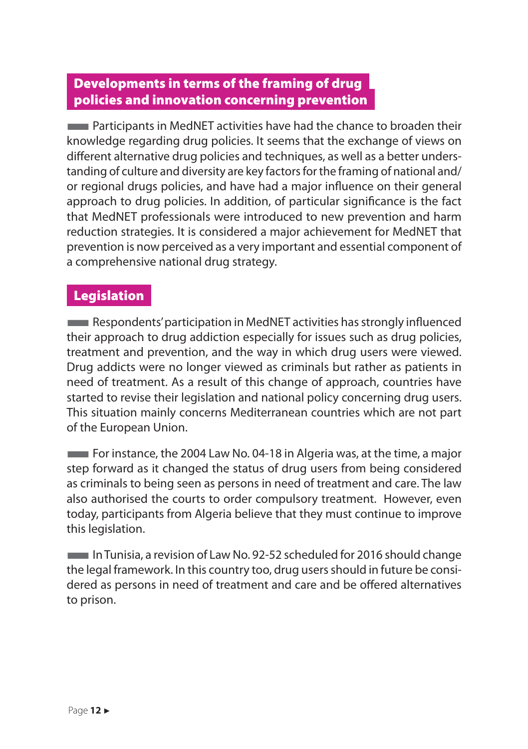## Developments in terms of the framing of drug policies and innovation concerning prevention

Participants in MedNET activities have had the chance to broaden their knowledge regarding drug policies. It seems that the exchange of views on different alternative drug policies and techniques, as well as a better understanding of culture and diversity are key factors for the framing of national and/or regional drugs policies, and have had a major influence on their general approach to drug policies. In addition, of particular significance is the fact that MedNET professionals were introduced to new prevention and harm reduction strategies. It is considered a major achievement for MedNET that prevention is now perceived as a very important and essential component of a comprehensive national drug strategy.

## Legislation

Respondents' participation in MedNET activities has strongly influenced their approach to drug addiction especially for issues such as drug policies, treatment and prevention, and the way in which drug users were viewed. Drug addicts were no longer viewed as criminals but rather as patients in need of treatment. As a result of this change of approach, countries have started to revise their legislation and national policy concerning drug users. This situation mainly concerns Mediterranean countries which are not part of the European Union.

For instance, the 2004 Law No. 04-18 in Algeria was, at the time, a major step forward as it changed the status of drug users from being considered as criminals to being seen as persons in need of treatment and care. The law also authorised the courts to order compulsory treatment. However, even today, participants from Algeria believe that they must continue to improve this legislation.

In Tunisia, a revision of Law No. 92-52 scheduled for 2016 should change the legal framework. In this country too, drug users should in future be considered as persons in need of treatment and care and be offered alternatives to prison.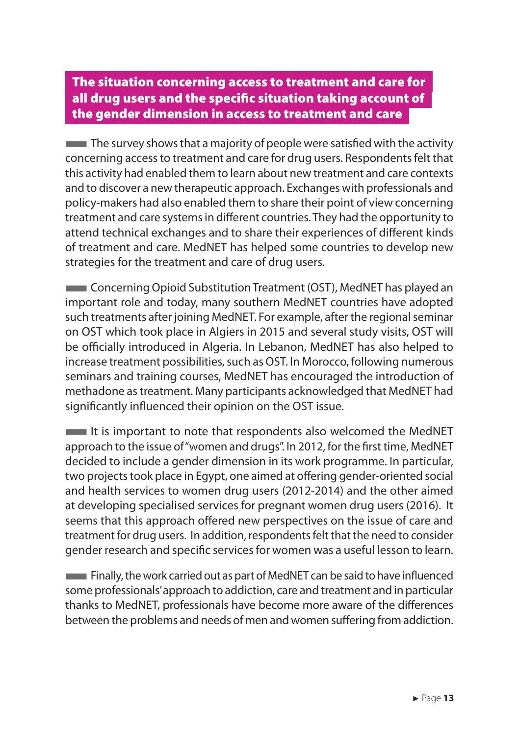## The situation concerning access to treatment and care for all drug users and the specific situation taking account of the gender dimension in access to treatment and care

The survey shows that a majority of people were satisfied with the activity concerning access to treatment and care for drug users. Respondents felt that this activity had enabled them to learn about new treatment and care contexts and to discover a new therapeutic approach. Exchanges with professionals and policy-makers had also enabled them to share their point of view concerning treatment and care systems in different countries. They had the opportunity to attend technical exchanges and to share their experiences of different kinds of treatment and care. MedNET has helped some countries to develop new strategies for the treatment and care of drug users.

Concerning Opioid Substitution Treatment (OST), MedNET has played an important role and today, many southern MedNET countries have adopted such treatments after joining MedNET. For example, after the regional seminar on OST which took place in Algiers in 2015 and several study visits, OST will be officially introduced in Algeria. In Lebanon, MedNET has also helped to increase treatment possibilities, such as OST. In Morocco, following numerous seminars and training courses, MedNET has encouraged the introduction of methadone as treatment. Many participants acknowledged that MedNET had significantly influenced their opinion on the OST issue.

It is important to note that respondents also welcomed the MedNET approach to the issue of "women and drugs". In 2012, for the first time, MedNET decided to include a gender dimension in its work programme. In particular, two projects took place in Egypt, one aimed at offering gender-oriented social and health services to women drug users (2012-2014) and the other aimed at developing specialised services for pregnant women drug users (2016). It seems that this approach offered new perspectives on the issue of care and treatment for drug users. In addition, respondents felt that the need to consider gender research and specific services for women was a useful lesson to learn.

Finally, the work carried out as part of MedNET can be said to have influenced some professionals' approach to addiction, care and treatment and in particular thanks to MedNET, professionals have become more aware of the differences between the problems and needs of men and women suffering from addiction.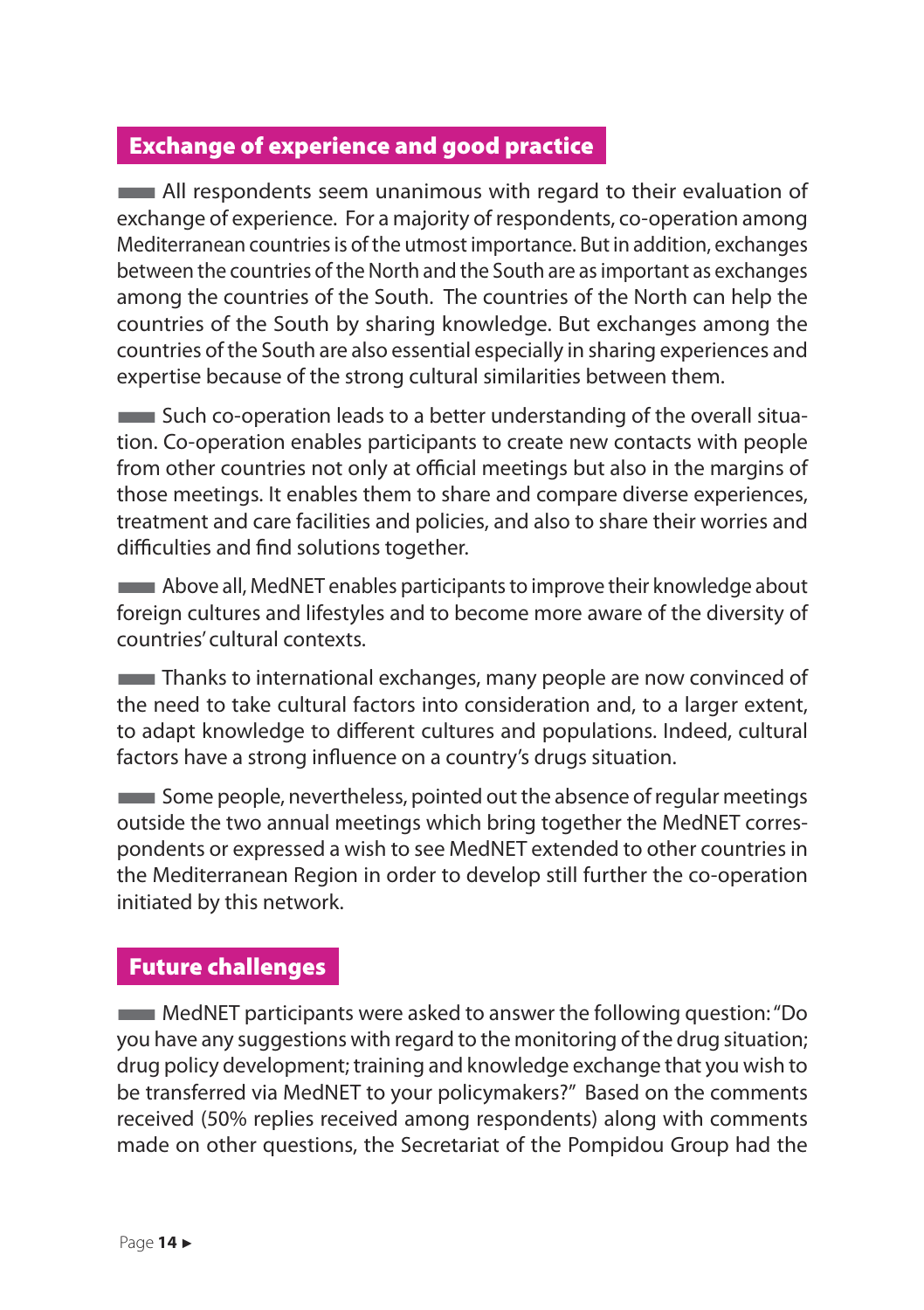## Exchange of experience and good practice

All respondents seem unanimous with regard to their evaluation of exchange of experience. For a majority of respondents, co-operation among Mediterranean countries is of the utmost importance. But in addition, exchanges between the countries of the North and the South are as important as exchanges among the countries of the South. The countries of the North can help the countries of the South by sharing knowledge. But exchanges among the countries of the South are also essential especially in sharing experiences and expertise because of the strong cultural similarities between them.

Such co-operation leads to a better understanding of the overall situation. Co-operation enables participants to create new contacts with people from other countries not only at official meetings but also in the margins of those meetings. It enables them to share and compare diverse experiences, treatment and care facilities and policies, and also to share their worries and difficulties and find solutions together.

Above all, MedNET enables participants to improve their knowledge about foreign cultures and lifestyles and to become more aware of the diversity of countries' cultural contexts.

Thanks to international exchanges, many people are now convinced of the need to take cultural factors into consideration and, to a larger extent, to adapt knowledge to different cultures and populations. Indeed, cultural factors have a strong influence on a country's drugs situation.

Some people, nevertheless, pointed out the absence of regular meetings outside the two annual meetings which bring together the MedNET correspondents or expressed a wish to see MedNET extended to other countries in the Mediterranean Region in order to develop still further the co-operation initiated by this network.

## Future challenges

MedNET participants were asked to answer the following question: "Do you have any suggestions with regard to the monitoring of the drug situation; drug policy development; training and knowledge exchange that you wish to be transferred via MedNET to your policymakers?" Based on the comments received (50% replies received among respondents) along with comments made on other questions, the Secretariat of the Pompidou Group had the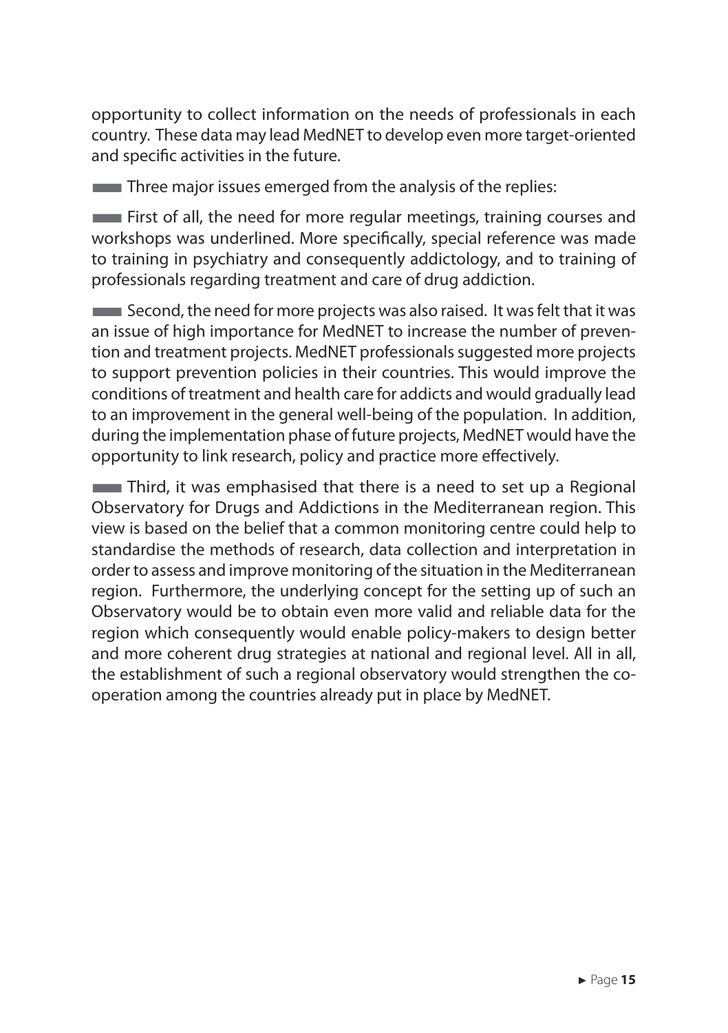opportunity to collect information on the needs of professionals in each country. These data may lead MedNET to develop even more target-oriented and specific activities in the future.

Three major issues emerged from the analysis of the replies:

First of all, the need for more regular meetings, training courses and workshops was underlined. More specifically, special reference was made to training in psychiatry and consequently addictology, and to training of professionals regarding treatment and care of drug addiction.

Second, the need for more projects was also raised. It was felt that it was an issue of high importance for MedNET to increase the number of prevention and treatment projects. MedNET professionals suggested more projects to support prevention policies in their countries. This would improve the conditions of treatment and health care for addicts and would gradually lead to an improvement in the general well-being of the population. In addition, during the implementation phase of future projects, MedNET would have the opportunity to link research, policy and practice more effectively.

Third, it was emphasised that there is a need to set up a Regional Observatory for Drugs and Addictions in the Mediterranean region. This view is based on the belief that a common monitoring centre could help to standardise the methods of research, data collection and interpretation in order to assess and improve monitoring of the situation in the Mediterranean region. Furthermore, the underlying concept for the setting up of such an Observatory would be to obtain even more valid and reliable data for the region which consequently would enable policy-makers to design better and more coherent drug strategies at national and regional level. All in all, the establishment of such a regional observatory would strengthen the co-operation among the countries already put in place by MedNET.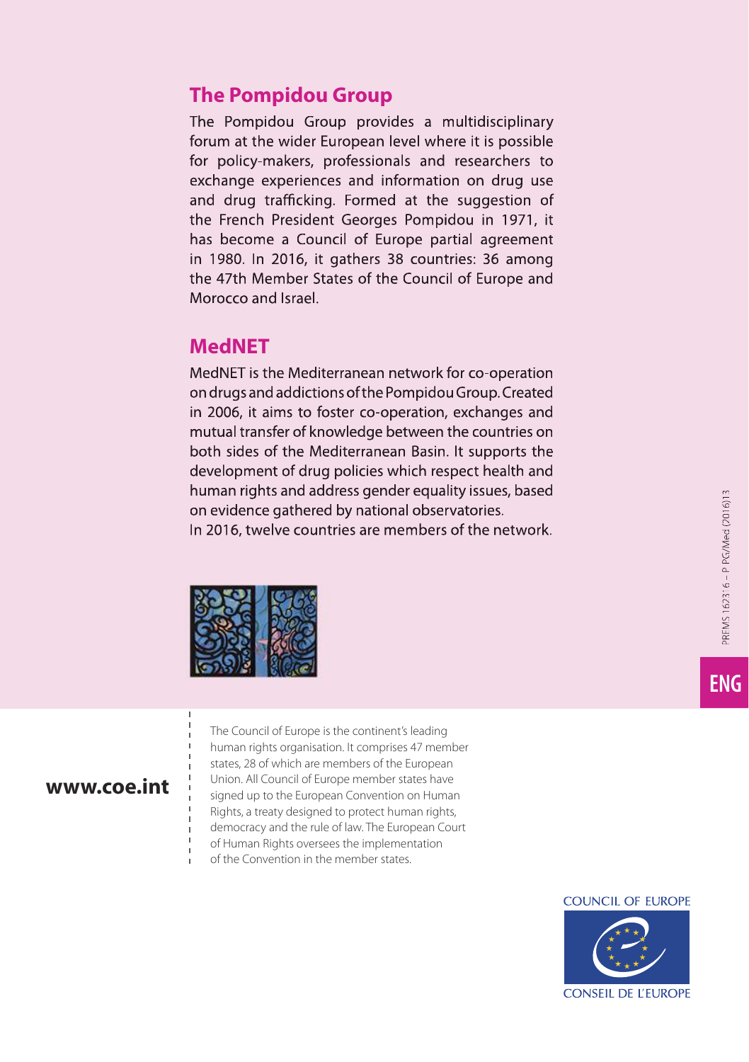## The Pompidou Group

The Pompidou Group provides a multidisciplinary forum at the wider European level where it is possible for policy-makers, professionals and researchers to exchange experiences and information on drug use and drug trafficking. Formed at the suggestion of the French President Georges Pompidou in 1971, it has become a Council of Europe partial agreement in 1980. In 2016, it gathers 38 countries: 36 among the 47th Member States of the Council of Europe and Morocco and Israel.

## MedNET

MedNET is the Mediterranean network for co-operation on drugs and addictions of the Pompidou Group. Created in 2006, it aims to foster co-operation, exchanges and mutual transfer of knowledge between the countries on both sides of the Mediterranean Basin. It supports the development of drug policies which respect health and human rights and address gender equality issues, based on evidence gathered by national observatories.
In 2016, twelve countries are members of the network.

PREMS 162316 – P PG/Med (2016) 13

ENG

**www.coe.int**

The Council of Europe is the continent's leading human rights organisation. It comprises 47 member states, 28 of which are members of the European Union. All Council of Europe member states have signed up to the European Convention on Human Rights, a treaty designed to protect human rights, democracy and the rule of law. The European Court of Human Rights oversees the implementation of the Convention in the member states.

COUNCIL OF EUROPE

CONSEIL DE L'EUROPE